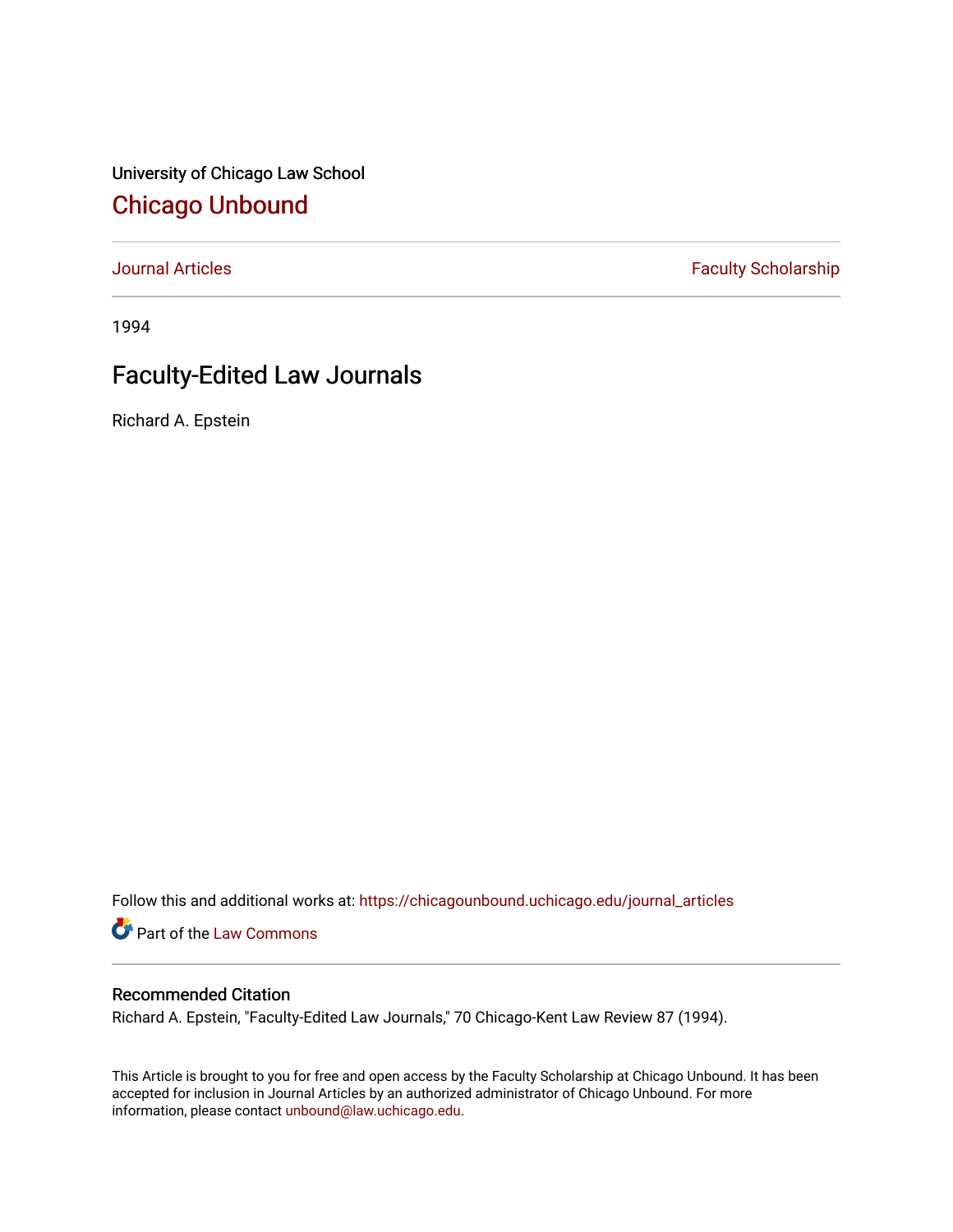University of Chicago Law School

# Chicago Unbound

Journal Articles | Faculty Scholarship

1994

## Faculty-Edited Law Journals

Richard A. Epstein

Follow this and additional works at: https://chicagounbound.uchicago.edu/journal_articles

Part of the Law Commons

### Recommended Citation

Richard A. Epstein, "Faculty-Edited Law Journals," 70 Chicago-Kent Law Review 87 (1994).

This Article is brought to you for free and open access by the Faculty Scholarship at Chicago Unbound. It has been accepted for inclusion in Journal Articles by an authorized administrator of Chicago Unbound. For more information, please contact unbound@law.uchicago.edu.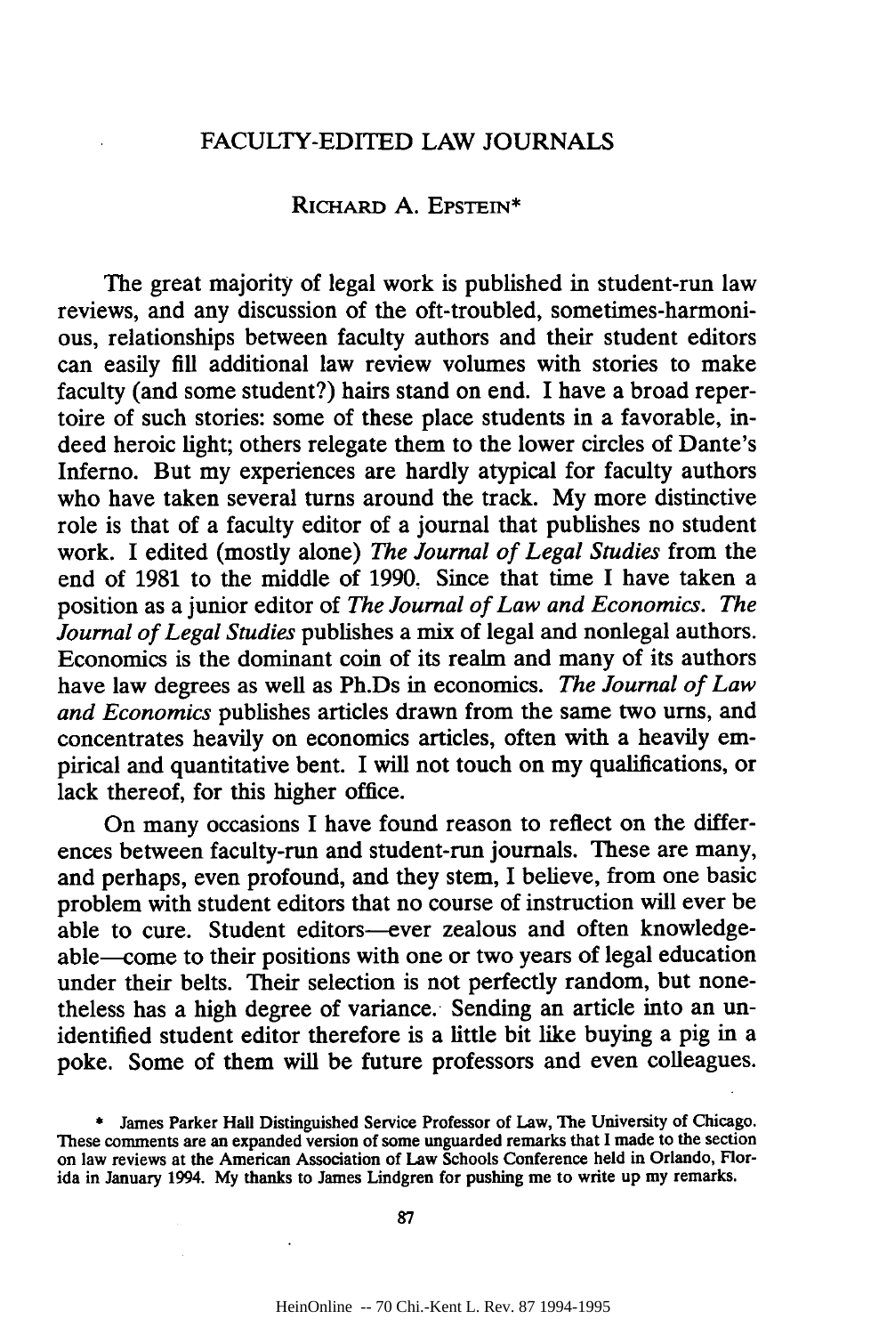# FACULTY-EDITED LAW JOURNALS

RICHARD A. EPSTEIN*

The great majority of legal work is published in student-run law reviews, and any discussion of the oft-troubled, sometimes-harmonious, relationships between faculty authors and their student editors can easily fill additional law review volumes with stories to make faculty (and some student?) hairs stand on end. I have a broad repertoire of such stories: some of these place students in a favorable, indeed heroic light; others relegate them to the lower circles of Dante's Inferno. But my experiences are hardly atypical for faculty authors who have taken several turns around the track. My more distinctive role is that of a faculty editor of a journal that publishes no student work. I edited (mostly alone) *The Journal of Legal Studies* from the end of 1981 to the middle of 1990. Since that time I have taken a position as a junior editor of *The Journal of Law and Economics*. *The Journal of Legal Studies* publishes a mix of legal and nonlegal authors. Economics is the dominant coin of its realm and many of its authors have law degrees as well as Ph.Ds in economics. *The Journal of Law and Economics* publishes articles drawn from the same two urns, and concentrates heavily on economics articles, often with a heavily empirical and quantitative bent. I will not touch on my qualifications, or lack thereof, for this higher office.

On many occasions I have found reason to reflect on the differences between faculty-run and student-run journals. These are many, and perhaps, even profound, and they stem, I believe, from one basic problem with student editors that no course of instruction will ever be able to cure. Student editors—ever zealous and often knowledgeable—come to their positions with one or two years of legal education under their belts. Their selection is not perfectly random, but nonetheless has a high degree of variance. Sending an article into an unidentified student editor therefore is a little bit like buying a pig in a poke. Some of them will be future professors and even colleagues.

\* James Parker Hall Distinguished Service Professor of Law, The University of Chicago. These comments are an expanded version of some unguarded remarks that I made to the section on law reviews at the American Association of Law Schools Conference held in Orlando, Florida in January 1994. My thanks to James Lindgren for pushing me to write up my remarks.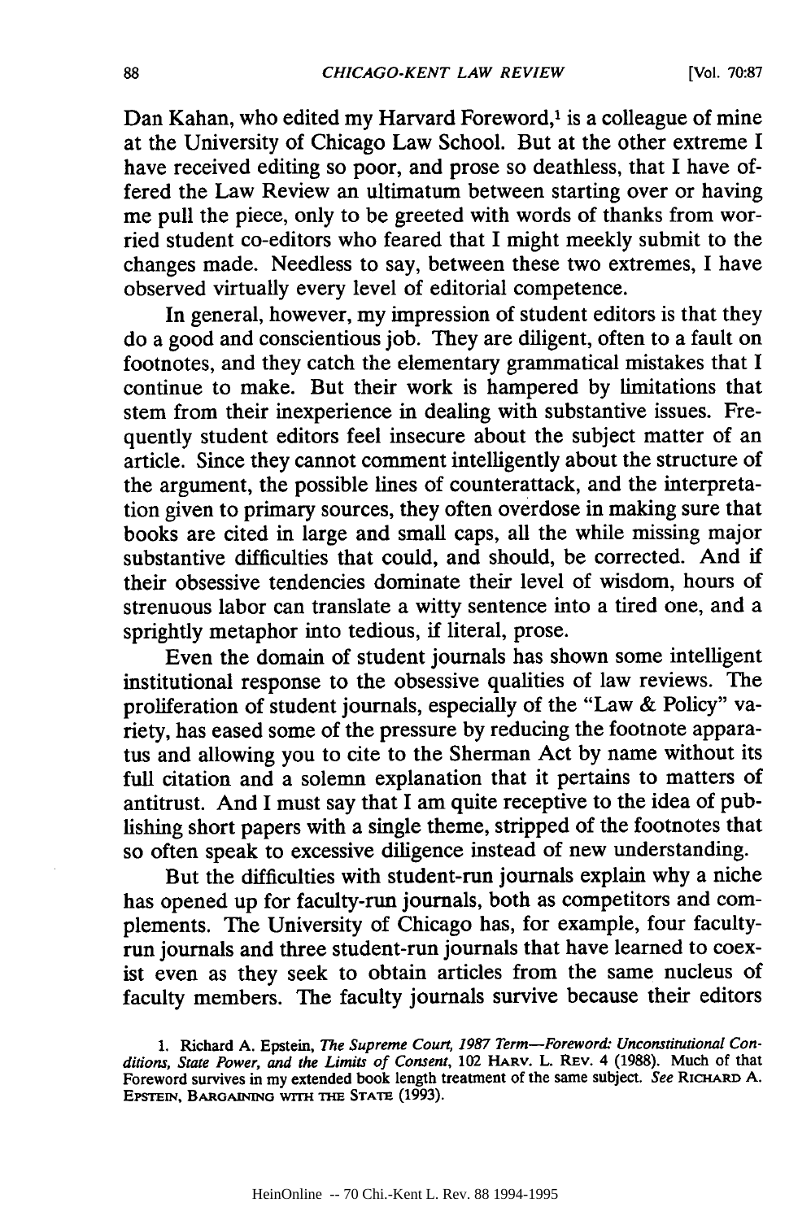Dan Kahan, who edited my Harvard Foreword,[1] is a colleague of mine at the University of Chicago Law School. But at the other extreme I have received editing so poor, and prose so deathless, that I have offered the Law Review an ultimatum between starting over or having me pull the piece, only to be greeted with words of thanks from worried student co-editors who feared that I might meekly submit to the changes made. Needless to say, between these two extremes, I have observed virtually every level of editorial competence.

In general, however, my impression of student editors is that they do a good and conscientious job. They are diligent, often to a fault on footnotes, and they catch the elementary grammatical mistakes that I continue to make. But their work is hampered by limitations that stem from their inexperience in dealing with substantive issues. Frequently student editors feel insecure about the subject matter of an article. Since they cannot comment intelligently about the structure of the argument, the possible lines of counterattack, and the interpretation given to primary sources, they often overdose in making sure that books are cited in large and small caps, all the while missing major substantive difficulties that could, and should, be corrected. And if their obsessive tendencies dominate their level of wisdom, hours of strenuous labor can translate a witty sentence into a tired one, and a sprightly metaphor into tedious, if literal, prose.

Even the domain of student journals has shown some intelligent institutional response to the obsessive qualities of law reviews. The proliferation of student journals, especially of the "Law & Policy" variety, has eased some of the pressure by reducing the footnote apparatus and allowing you to cite to the Sherman Act by name without its full citation and a solemn explanation that it pertains to matters of antitrust. And I must say that I am quite receptive to the idea of publishing short papers with a single theme, stripped of the footnotes that so often speak to excessive diligence instead of new understanding.

But the difficulties with student-run journals explain why a niche has opened up for faculty-run journals, both as competitors and complements. The University of Chicago has, for example, four faculty-run journals and three student-run journals that have learned to coexist even as they seek to obtain articles from the same nucleus of faculty members. The faculty journals survive because their editors

1. Richard A. Epstein, *The Supreme Court, 1987 Term—Foreword: Unconstitutional Conditions, State Power, and the Limits of Consent*, 102 HARV. L. REV. 4 (1988). Much of that Foreword survives in my extended book length treatment of the same subject. *See* RICHARD A. EPSTEIN, BARGAINING WITH THE STATE (1993).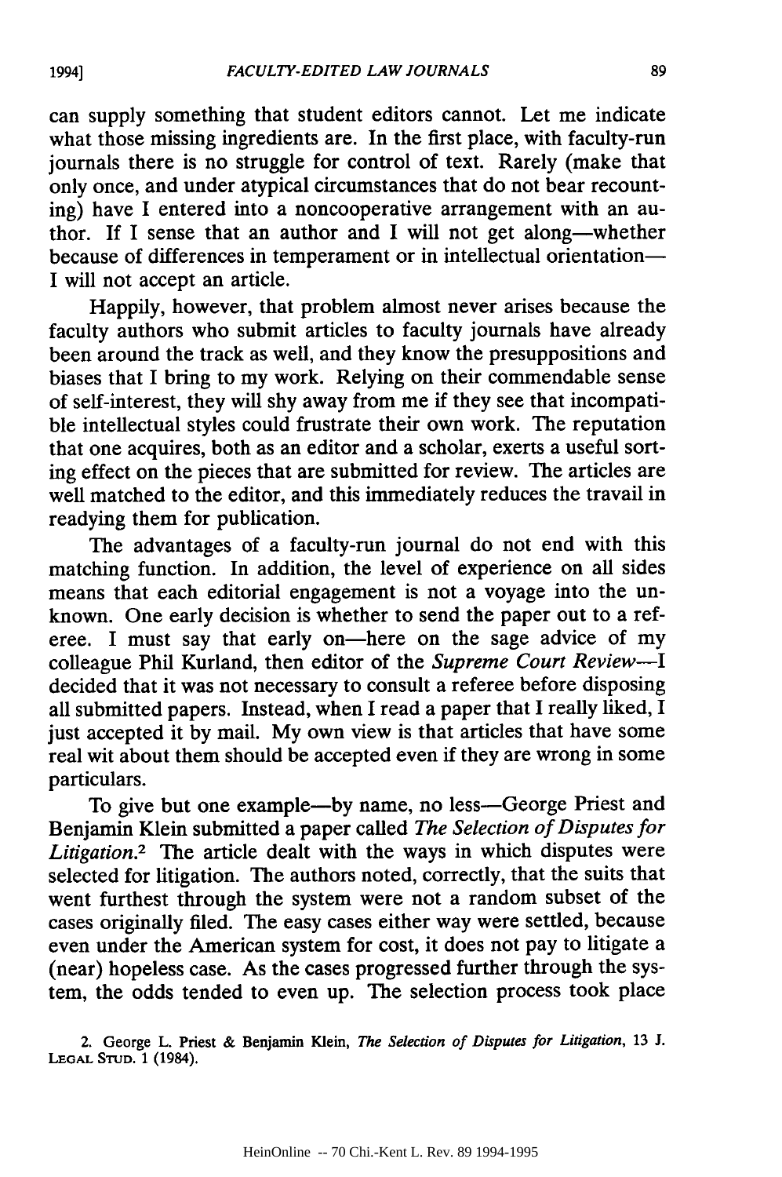can supply something that student editors cannot. Let me indicate what those missing ingredients are. In the first place, with faculty-run journals there is no struggle for control of text. Rarely (make that only once, and under atypical circumstances that do not bear recounting) have I entered into a noncooperative arrangement with an author. If I sense that an author and I will not get along—whether because of differences in temperament or in intellectual orientation—I will not accept an article.

Happily, however, that problem almost never arises because the faculty authors who submit articles to faculty journals have already been around the track as well, and they know the presuppositions and biases that I bring to my work. Relying on their commendable sense of self-interest, they will shy away from me if they see that incompatible intellectual styles could frustrate their own work. The reputation that one acquires, both as an editor and a scholar, exerts a useful sorting effect on the pieces that are submitted for review. The articles are well matched to the editor, and this immediately reduces the travail in readying them for publication.

The advantages of a faculty-run journal do not end with this matching function. In addition, the level of experience on all sides means that each editorial engagement is not a voyage into the unknown. One early decision is whether to send the paper out to a referee. I must say that early on—here on the sage advice of my colleague Phil Kurland, then editor of the *Supreme Court Review*—I decided that it was not necessary to consult a referee before disposing all submitted papers. Instead, when I read a paper that I really liked, I just accepted it by mail. My own view is that articles that have some real wit about them should be accepted even if they are wrong in some particulars.

To give but one example—by name, no less—George Priest and Benjamin Klein submitted a paper called *The Selection of Disputes for Litigation*.[2] The article dealt with the ways in which disputes were selected for litigation. The authors noted, correctly, that the suits that went furthest through the system were not a random subset of the cases originally filed. The easy cases either way were settled, because even under the American system for cost, it does not pay to litigate a (near) hopeless case. As the cases progressed further through the system, the odds tended to even up. The selection process took place

2. George L. Priest & Benjamin Klein, *The Selection of Disputes for Litigation*, 13 J. LEGAL STUD. 1 (1984).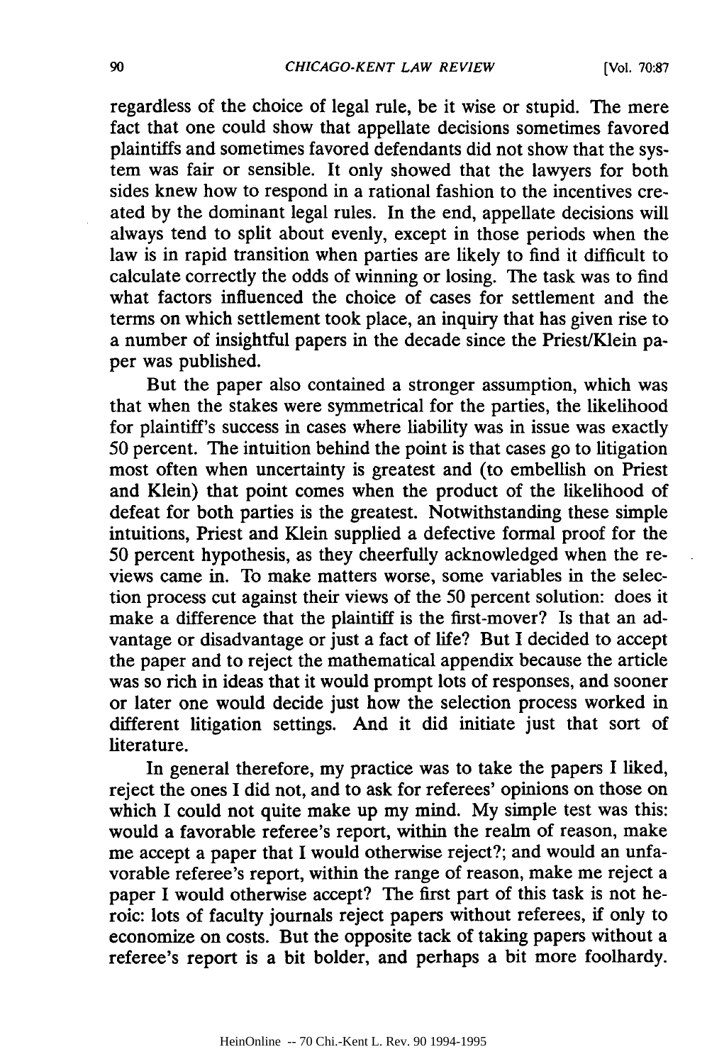regardless of the choice of legal rule, be it wise or stupid. The mere fact that one could show that appellate decisions sometimes favored plaintiffs and sometimes favored defendants did not show that the system was fair or sensible. It only showed that the lawyers for both sides knew how to respond in a rational fashion to the incentives created by the dominant legal rules. In the end, appellate decisions will always tend to split about evenly, except in those periods when the law is in rapid transition when parties are likely to find it difficult to calculate correctly the odds of winning or losing. The task was to find what factors influenced the choice of cases for settlement and the terms on which settlement took place, an inquiry that has given rise to a number of insightful papers in the decade since the Priest/Klein paper was published.

But the paper also contained a stronger assumption, which was that when the stakes were symmetrical for the parties, the likelihood for plaintiff's success in cases where liability was in issue was exactly 50 percent. The intuition behind the point is that cases go to litigation most often when uncertainty is greatest and (to embellish on Priest and Klein) that point comes when the product of the likelihood of defeat for both parties is the greatest. Notwithstanding these simple intuitions, Priest and Klein supplied a defective formal proof for the 50 percent hypothesis, as they cheerfully acknowledged when the reviews came in. To make matters worse, some variables in the selection process cut against their views of the 50 percent solution: does it make a difference that the plaintiff is the first-mover? Is that an advantage or disadvantage or just a fact of life? But I decided to accept the paper and to reject the mathematical appendix because the article was so rich in ideas that it would prompt lots of responses, and sooner or later one would decide just how the selection process worked in different litigation settings. And it did initiate just that sort of literature.

In general therefore, my practice was to take the papers I liked, reject the ones I did not, and to ask for referees' opinions on those on which I could not quite make up my mind. My simple test was this: would a favorable referee's report, within the realm of reason, make me accept a paper that I would otherwise reject?; and would an unfavorable referee's report, within the range of reason, make me reject a paper I would otherwise accept? The first part of this task is not heroic: lots of faculty journals reject papers without referees, if only to economize on costs. But the opposite tack of taking papers without a referee's report is a bit bolder, and perhaps a bit more foolhardy.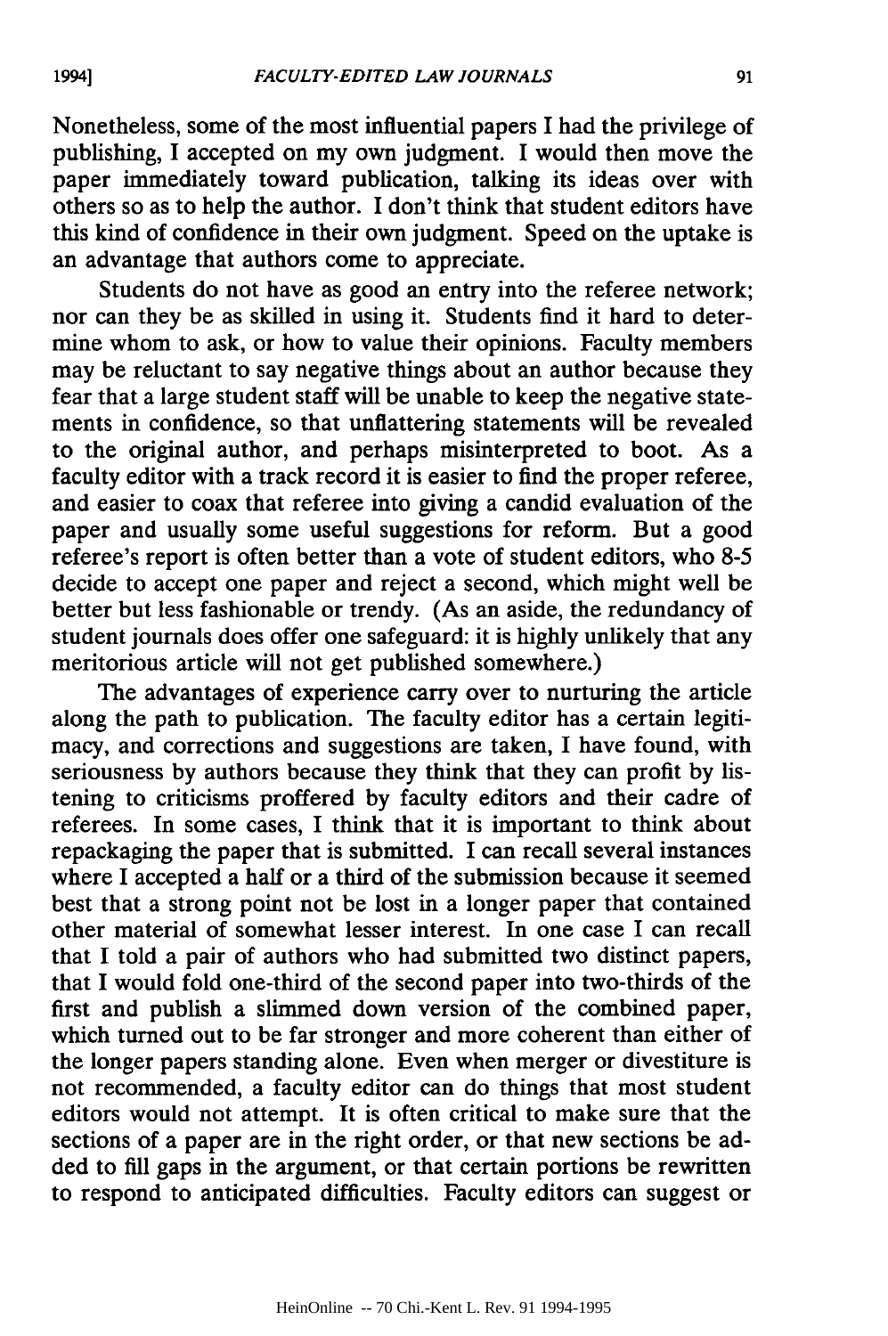Nonetheless, some of the most influential papers I had the privilege of publishing, I accepted on my own judgment. I would then move the paper immediately toward publication, talking its ideas over with others so as to help the author. I don't think that student editors have this kind of confidence in their own judgment. Speed on the uptake is an advantage that authors come to appreciate.

Students do not have as good an entry into the referee network; nor can they be as skilled in using it. Students find it hard to determine whom to ask, or how to value their opinions. Faculty members may be reluctant to say negative things about an author because they fear that a large student staff will be unable to keep the negative statements in confidence, so that unflattering statements will be revealed to the original author, and perhaps misinterpreted to boot. As a faculty editor with a track record it is easier to find the proper referee, and easier to coax that referee into giving a candid evaluation of the paper and usually some useful suggestions for reform. But a good referee's report is often better than a vote of student editors, who 8-5 decide to accept one paper and reject a second, which might well be better but less fashionable or trendy. (As an aside, the redundancy of student journals does offer one safeguard: it is highly unlikely that any meritorious article will not get published somewhere.)

The advantages of experience carry over to nurturing the article along the path to publication. The faculty editor has a certain legitimacy, and corrections and suggestions are taken, I have found, with seriousness by authors because they think that they can profit by listening to criticisms proffered by faculty editors and their cadre of referees. In some cases, I think that it is important to think about repackaging the paper that is submitted. I can recall several instances where I accepted a half or a third of the submission because it seemed best that a strong point not be lost in a longer paper that contained other material of somewhat lesser interest. In one case I can recall that I told a pair of authors who had submitted two distinct papers, that I would fold one-third of the second paper into two-thirds of the first and publish a slimmed down version of the combined paper, which turned out to be far stronger and more coherent than either of the longer papers standing alone. Even when merger or divestiture is not recommended, a faculty editor can do things that most student editors would not attempt. It is often critical to make sure that the sections of a paper are in the right order, or that new sections be added to fill gaps in the argument, or that certain portions be rewritten to respond to anticipated difficulties. Faculty editors can suggest or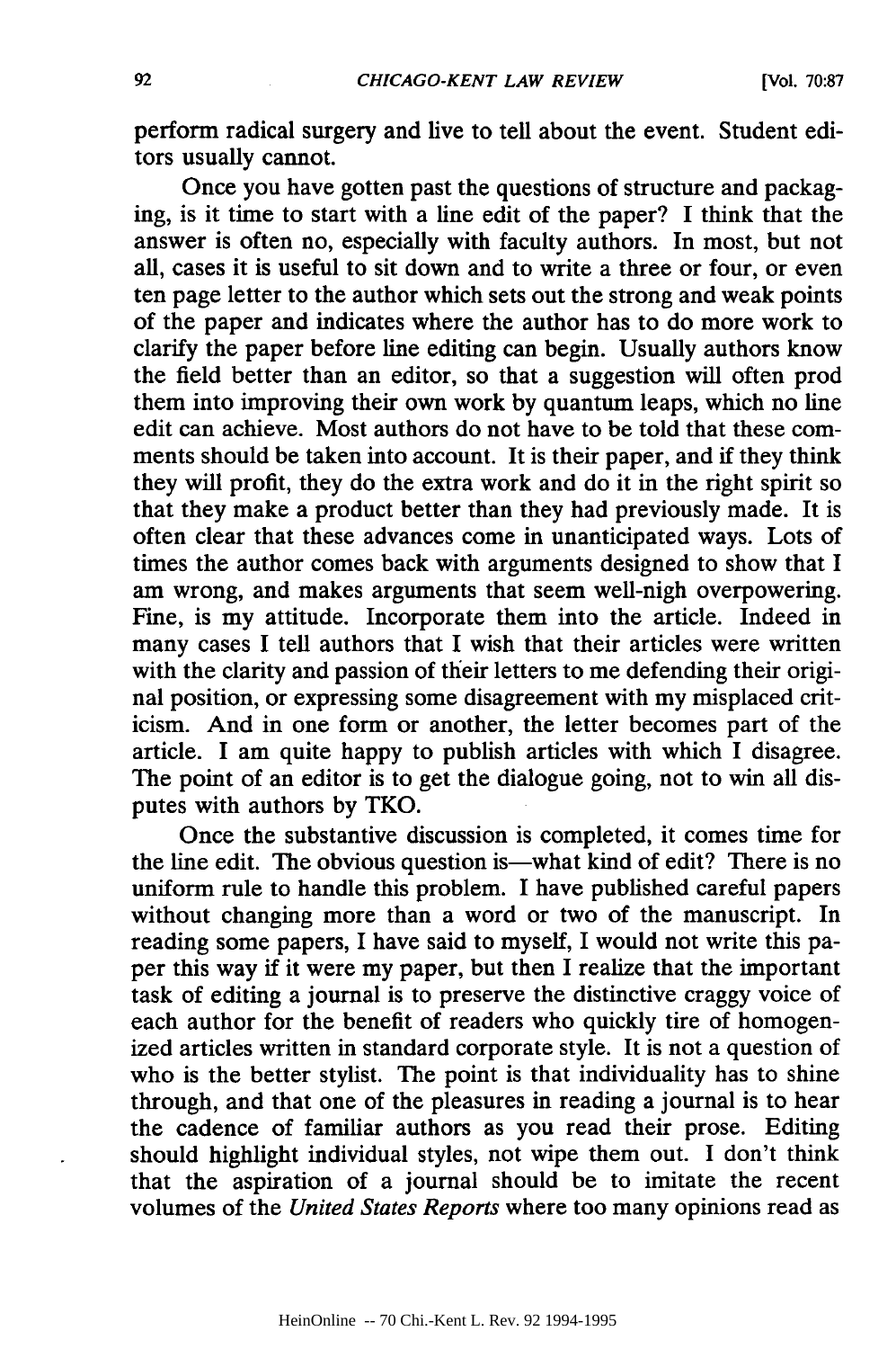perform radical surgery and live to tell about the event. Student editors usually cannot.

Once you have gotten past the questions of structure and packaging, is it time to start with a line edit of the paper? I think that the answer is often no, especially with faculty authors. In most, but not all, cases it is useful to sit down and to write a three or four, or even ten page letter to the author which sets out the strong and weak points of the paper and indicates where the author has to do more work to clarify the paper before line editing can begin. Usually authors know the field better than an editor, so that a suggestion will often prod them into improving their own work by quantum leaps, which no line edit can achieve. Most authors do not have to be told that these comments should be taken into account. It is their paper, and if they think they will profit, they do the extra work and do it in the right spirit so that they make a product better than they had previously made. It is often clear that these advances come in unanticipated ways. Lots of times the author comes back with arguments designed to show that I am wrong, and makes arguments that seem well-nigh overpowering. Fine, is my attitude. Incorporate them into the article. Indeed in many cases I tell authors that I wish that their articles were written with the clarity and passion of their letters to me defending their original position, or expressing some disagreement with my misplaced criticism. And in one form or another, the letter becomes part of the article. I am quite happy to publish articles with which I disagree. The point of an editor is to get the dialogue going, not to win all disputes with authors by TKO.

Once the substantive discussion is completed, it comes time for the line edit. The obvious question is—what kind of edit? There is no uniform rule to handle this problem. I have published careful papers without changing more than a word or two of the manuscript. In reading some papers, I have said to myself, I would not write this paper this way if it were my paper, but then I realize that the important task of editing a journal is to preserve the distinctive craggy voice of each author for the benefit of readers who quickly tire of homogenized articles written in standard corporate style. It is not a question of who is the better stylist. The point is that individuality has to shine through, and that one of the pleasures in reading a journal is to hear the cadence of familiar authors as you read their prose. Editing should highlight individual styles, not wipe them out. I don't think that the aspiration of a journal should be to imitate the recent volumes of the *United States Reports* where too many opinions read as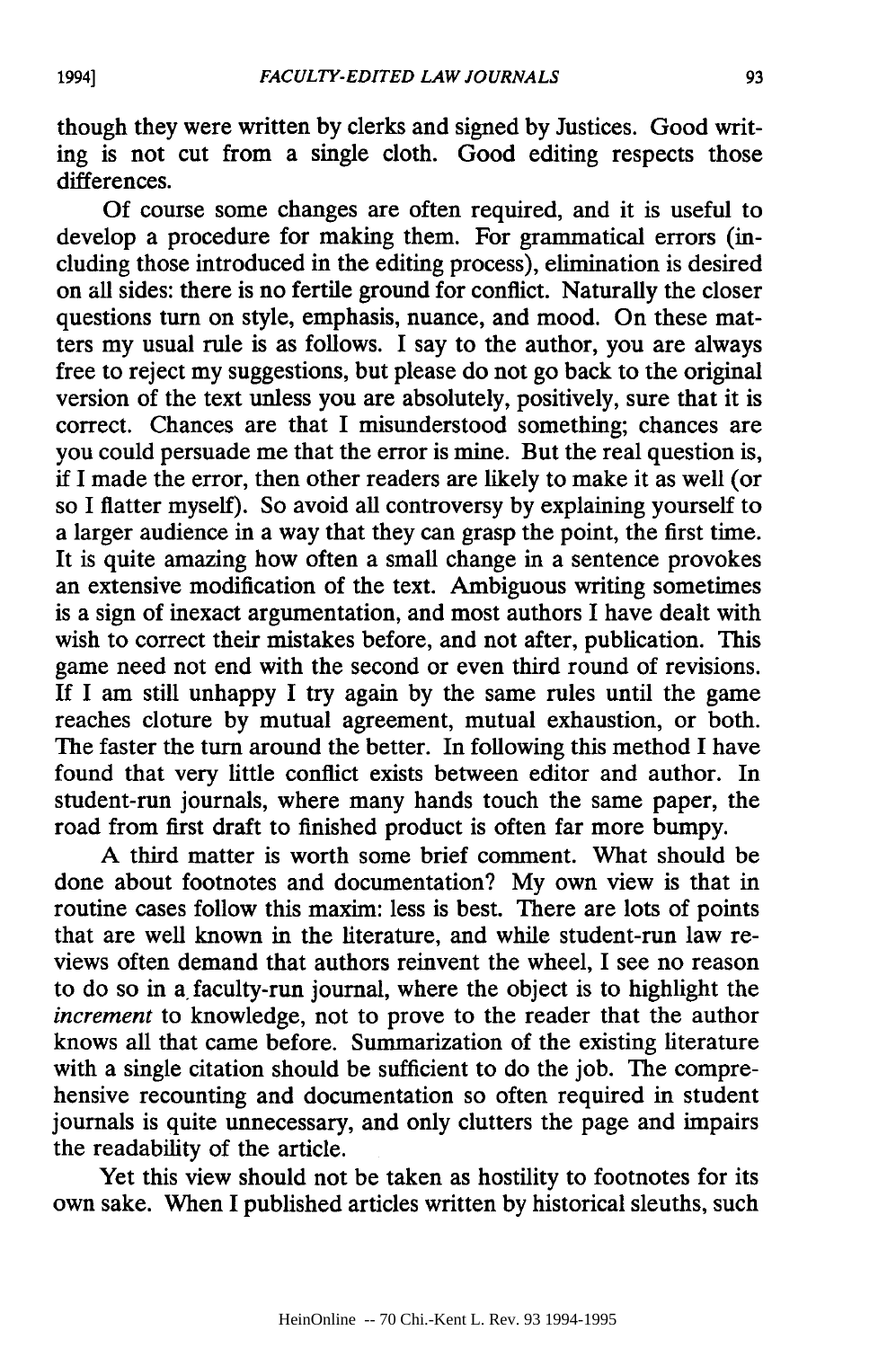though they were written by clerks and signed by Justices. Good writing is not cut from a single cloth. Good editing respects those differences.

Of course some changes are often required, and it is useful to develop a procedure for making them. For grammatical errors (including those introduced in the editing process), elimination is desired on all sides: there is no fertile ground for conflict. Naturally the closer questions turn on style, emphasis, nuance, and mood. On these matters my usual rule is as follows. I say to the author, you are always free to reject my suggestions, but please do not go back to the original version of the text unless you are absolutely, positively, sure that it is correct. Chances are that I misunderstood something; chances are you could persuade me that the error is mine. But the real question is, if I made the error, then other readers are likely to make it as well (or so I flatter myself). So avoid all controversy by explaining yourself to a larger audience in a way that they can grasp the point, the first time. It is quite amazing how often a small change in a sentence provokes an extensive modification of the text. Ambiguous writing sometimes is a sign of inexact argumentation, and most authors I have dealt with wish to correct their mistakes before, and not after, publication. This game need not end with the second or even third round of revisions. If I am still unhappy I try again by the same rules until the game reaches cloture by mutual agreement, mutual exhaustion, or both. The faster the turn around the better. In following this method I have found that very little conflict exists between editor and author. In student-run journals, where many hands touch the same paper, the road from first draft to finished product is often far more bumpy.

A third matter is worth some brief comment. What should be done about footnotes and documentation? My own view is that in routine cases follow this maxim: less is best. There are lots of points that are well known in the literature, and while student-run law reviews often demand that authors reinvent the wheel, I see no reason to do so in a faculty-run journal, where the object is to highlight the *increment* to knowledge, not to prove to the reader that the author knows all that came before. Summarization of the existing literature with a single citation should be sufficient to do the job. The comprehensive recounting and documentation so often required in student journals is quite unnecessary, and only clutters the page and impairs the readability of the article.

Yet this view should not be taken as hostility to footnotes for its own sake. When I published articles written by historical sleuths, such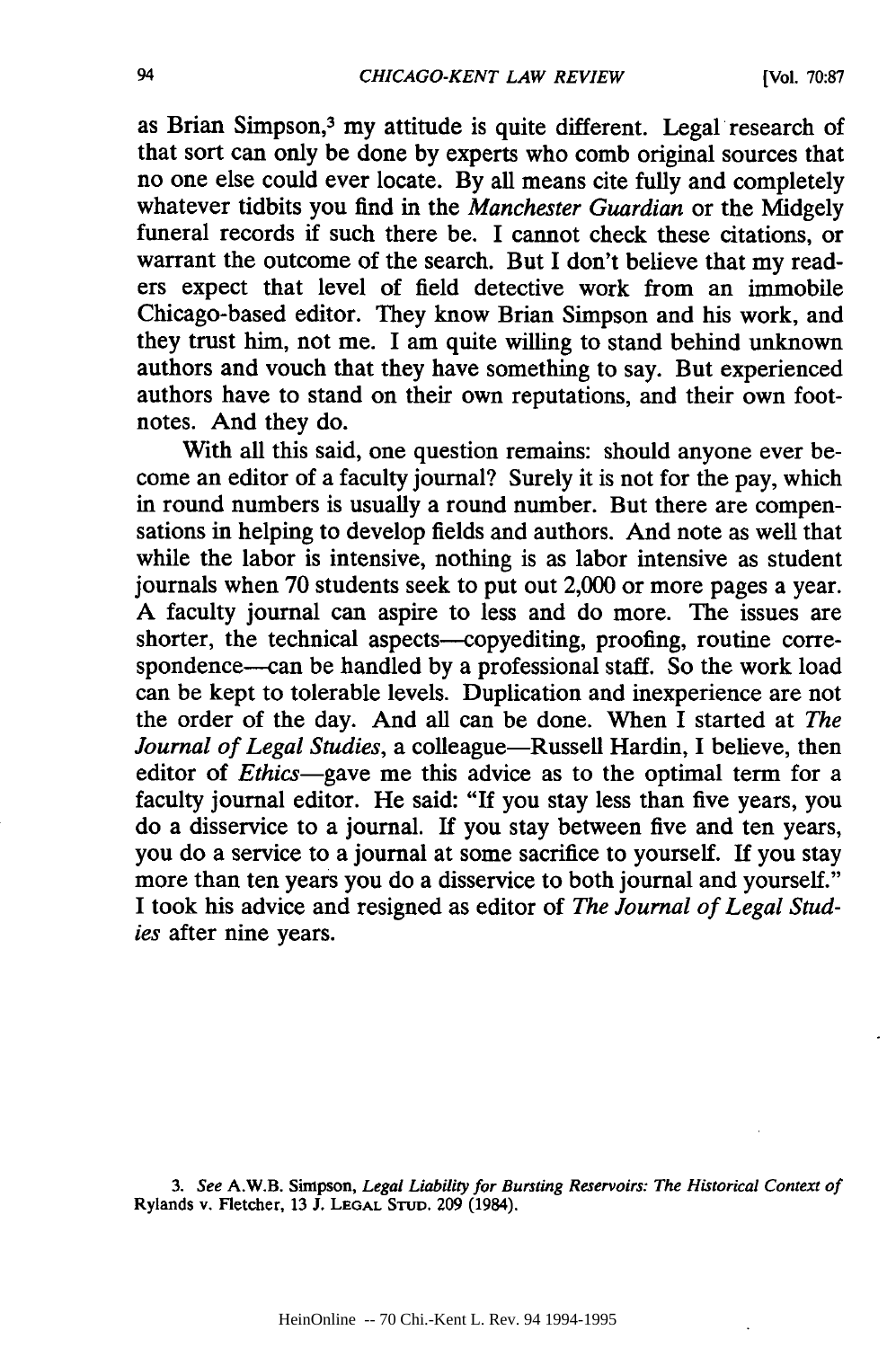as Brian Simpson,[3] my attitude is quite different. Legal research of that sort can only be done by experts who comb original sources that no one else could ever locate. By all means cite fully and completely whatever tidbits you find in the *Manchester Guardian* or the Midgely funeral records if such there be. I cannot check these citations, or warrant the outcome of the search. But I don't believe that my readers expect that level of field detective work from an immobile Chicago-based editor. They know Brian Simpson and his work, and they trust him, not me. I am quite willing to stand behind unknown authors and vouch that they have something to say. But experienced authors have to stand on their own reputations, and their own footnotes. And they do.

With all this said, one question remains: should anyone ever become an editor of a faculty journal? Surely it is not for the pay, which in round numbers is usually a round number. But there are compensations in helping to develop fields and authors. And note as well that while the labor is intensive, nothing is as labor intensive as student journals when 70 students seek to put out 2,000 or more pages a year. A faculty journal can aspire to less and do more. The issues are shorter, the technical aspects—copyediting, proofing, routine correspondence—can be handled by a professional staff. So the work load can be kept to tolerable levels. Duplication and inexperience are not the order of the day. And all can be done. When I started at *The Journal of Legal Studies*, a colleague—Russell Hardin, I believe, then editor of *Ethics*—gave me this advice as to the optimal term for a faculty journal editor. He said: "If you stay less than five years, you do a disservice to a journal. If you stay between five and ten years, you do a service to a journal at some sacrifice to yourself. If you stay more than ten years you do a disservice to both journal and yourself." I took his advice and resigned as editor of *The Journal of Legal Studies* after nine years.

3. *See* A.W.B. Simpson, *Legal Liability for Bursting Reservoirs: The Historical Context of* Rylands v. Fletcher, 13 J. LEGAL STUD. 209 (1984).